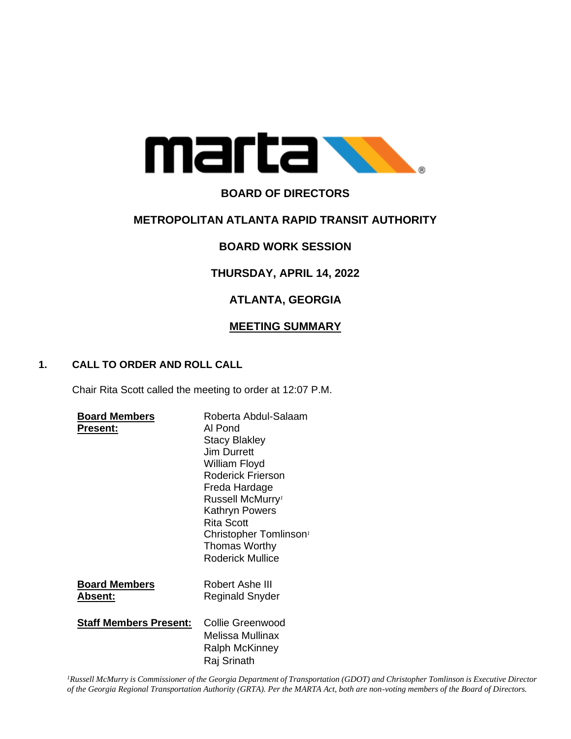# BOARD OF DIRECTORS

# METROPOLITAN ATLANTA RAPID TRANSIT AUTHORITY

## BOARD WORK SESSION

## THURSDAY, APRIL 14, 2022

## ATLANTA, GEORGIA

## MEETING SUMMARY

### 1. CALL TO ORDER AND ROLL CALL

Chair Rita Scott called the meeting to order at 12:07 P.M.

| | |
|---|---|
| **Board Members Present:** | Roberta Abdul-Salaam<br>Al Pond<br>Stacy Blakley<br>Jim Durrett<br>William Floyd<br>Roderick Frierson<br>Freda Hardage<br>Russell McMurry[1]<br>Kathryn Powers<br>Rita Scott<br>Christopher Tomlinson[1]<br>Thomas Worthy<br>Roderick Mullice |
| **Board Members Absent:** | Robert Ashe III<br>Reginald Snyder |
| **Staff Members Present:** | Collie Greenwood<br>Melissa Mullinax<br>Ralph McKinney<br>Raj Srinath |

*[1]Russell McMurry is Commissioner of the Georgia Department of Transportation (GDOT) and Christopher Tomlinson is Executive Director of the Georgia Regional Transportation Authority (GRTA). Per the MARTA Act, both are non-voting members of the Board of Directors.*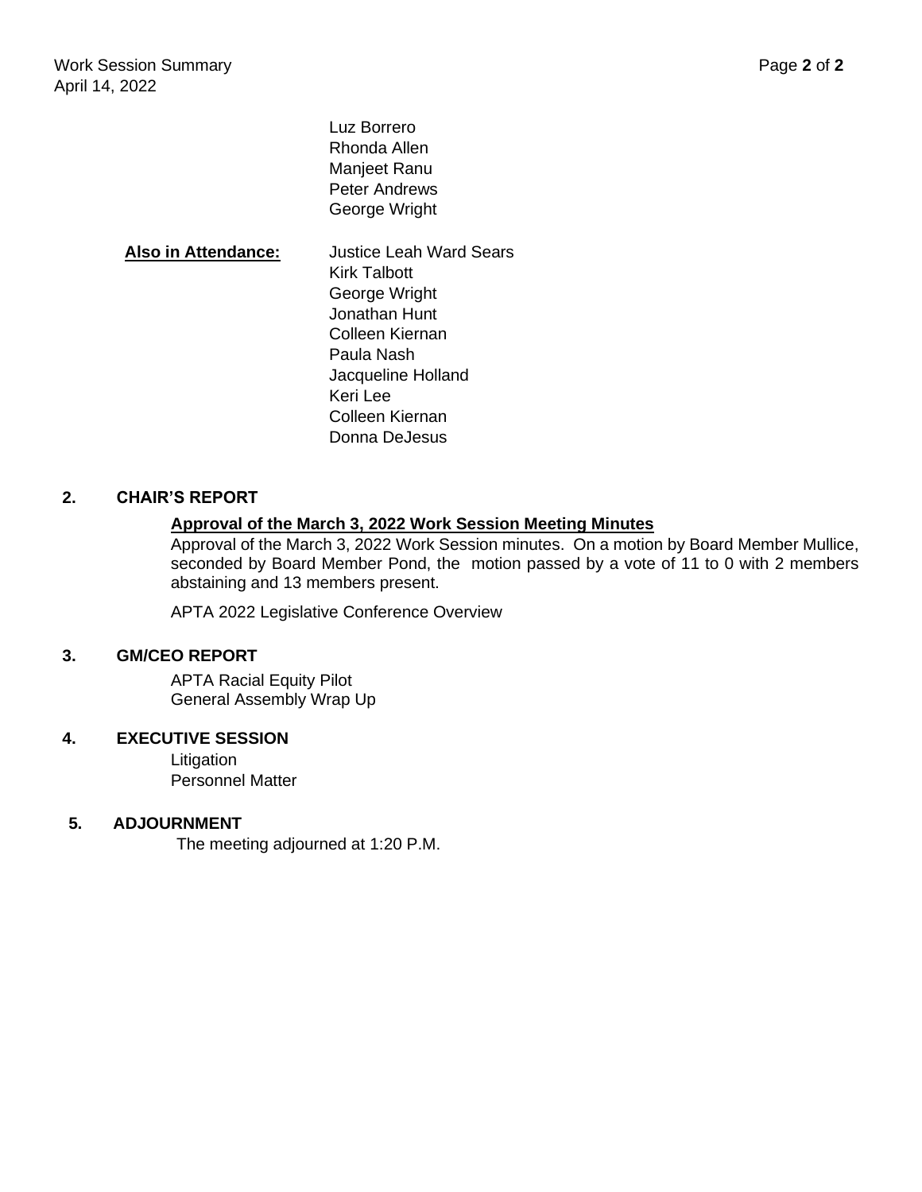Luz Borrero
Rhonda Allen
Manjeet Ranu
Peter Andrews
George Wright

**Also in Attendance:**

Justice Leah Ward Sears
Kirk Talbott
George Wright
Jonathan Hunt
Colleen Kiernan
Paula Nash
Jacqueline Holland
Keri Lee
Colleen Kiernan
Donna DeJesus

## 2. CHAIR'S REPORT

**Approval of the March 3, 2022 Work Session Meeting Minutes**

Approval of the March 3, 2022 Work Session minutes. On a motion by Board Member Mullice, seconded by Board Member Pond, the motion passed by a vote of 11 to 0 with 2 members abstaining and 13 members present.

APTA 2022 Legislative Conference Overview

## 3. GM/CEO REPORT

APTA Racial Equity Pilot
General Assembly Wrap Up

## 4. EXECUTIVE SESSION

Litigation
Personnel Matter

## 5. ADJOURNMENT

The meeting adjourned at 1:20 P.M.